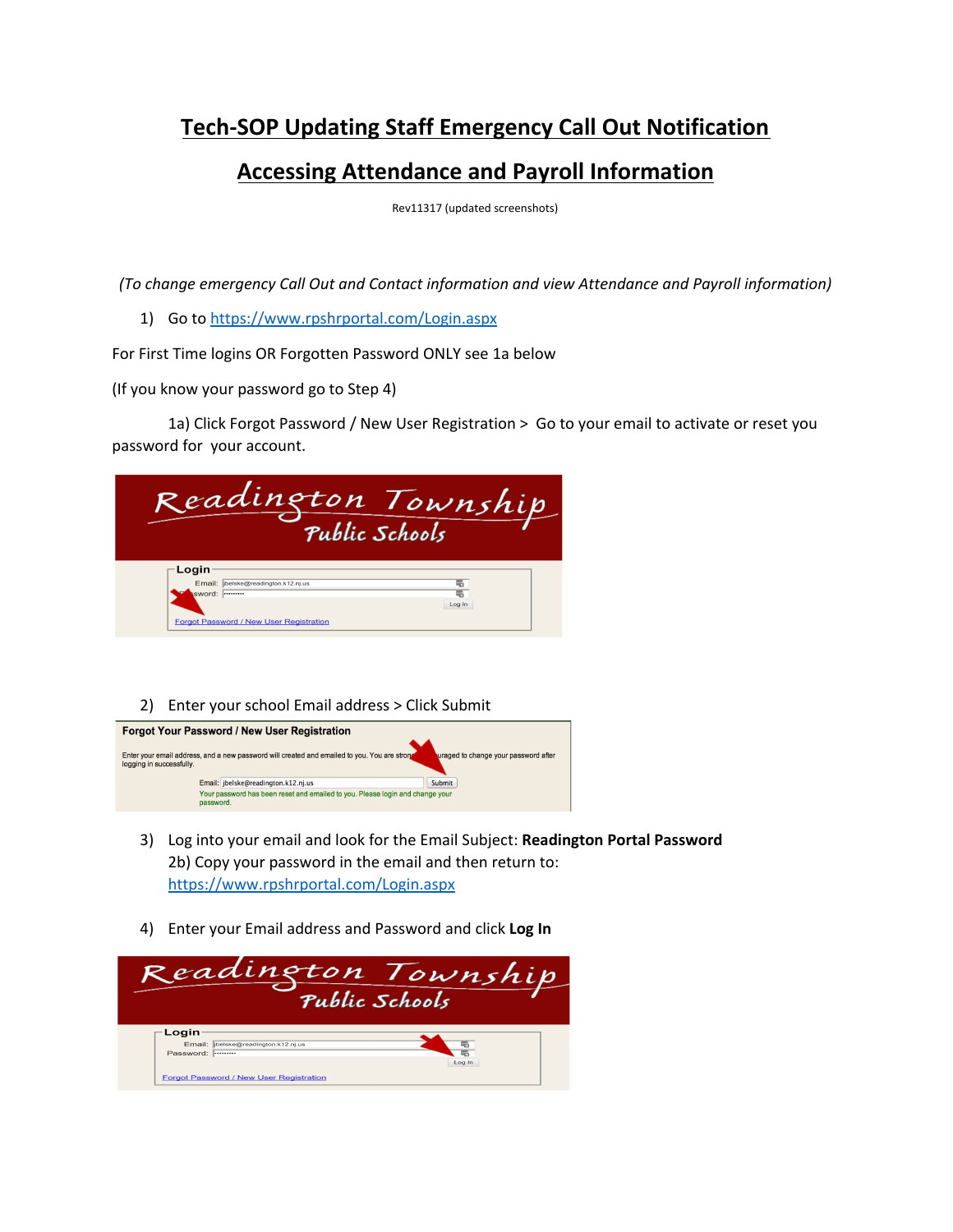# Tech-SOP Updating Staff Emergency Call Out Notification

# Accessing Attendance and Payroll Information

Rev11317 (updated screenshots)

*(To change emergency Call Out and Contact information and view Attendance and Payroll information)*

1) Go to https://www.rpshrportal.com/Login.aspx

For First Time logins OR Forgotten Password ONLY see 1a below

(If you know your password go to Step 4)

1a) Click Forgot Password / New User Registration > Go to your email to activate or reset you password for your account.

2) Enter your school Email address > Click Submit

3) Log into your email and look for the Email Subject: **Readington Portal Password**
   2b) Copy your password in the email and then return to: https://www.rpshrportal.com/Login.aspx

4) Enter your Email address and Password and click **Log In**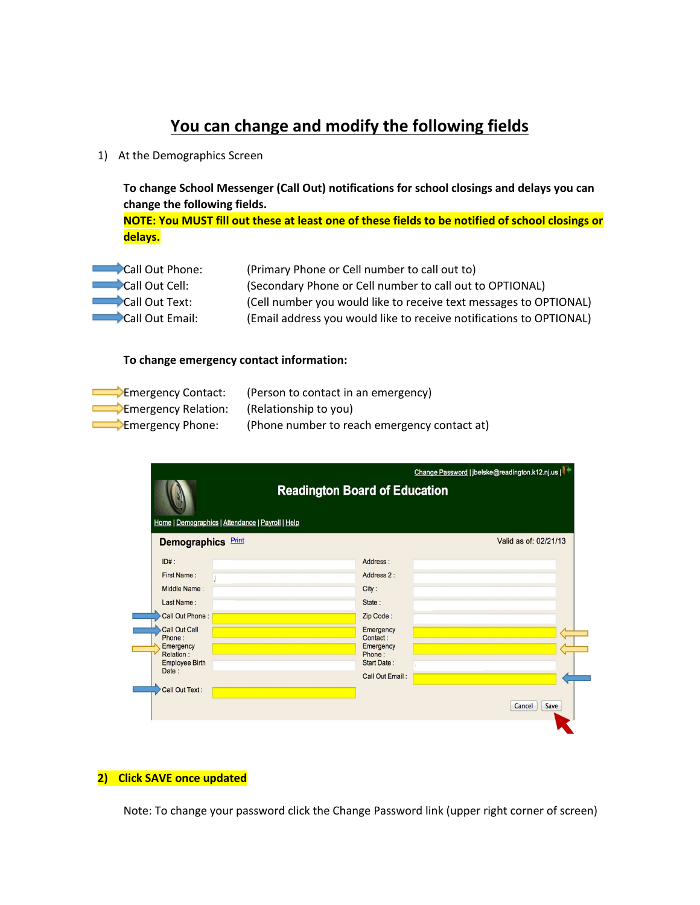# You can change and modify the following fields

1) At the Demographics Screen

**To change School Messenger (Call Out) notifications for school closings and delays you can change the following fields.**

**NOTE: You MUST fill out these at least one of these fields to be notified of school closings or delays.**

| | |
|---|---|
| Call Out Phone: | (Primary Phone or Cell number to call out to) |
| Call Out Cell: | (Secondary Phone or Cell number to call out to OPTIONAL) |
| Call Out Text: | (Cell number you would like to receive text messages to OPTIONAL) |
| Call Out Email: | (Email address you would like to receive notifications to OPTIONAL) |

**To change emergency contact information:**

| | |
|---|---|
| Emergency Contact: | (Person to contact in an emergency) |
| Emergency Relation: | (Relationship to you) |
| Emergency Phone: | (Phone number to reach emergency contact at) |

Change Password | jbelske@readington.k12.nj.us |

**Readington Board of Education**

Home | Demographics | Attendance | Payroll | Help

**Demographics** Print — Valid as of: 02/21/13

| | | | |
|---|---|---|---|
| ID# : | | Address : | |
| First Name : | | Address 2 : | |
| Middle Name : | | City : | |
| Last Name : | | State : | |
| Call Out Phone : | | Zip Code : | |
| Call Out Cell Phone : | | Emergency Contact : | |
| Emergency Relation : | | Emergency Phone : | |
| Employee Birth Date : | | Start Date : | |
| | | Call Out Email : | |
| Call Out Text : | | | |

Cancel | Save

**2) Click SAVE once updated**

Note: To change your password click the Change Password link (upper right corner of screen)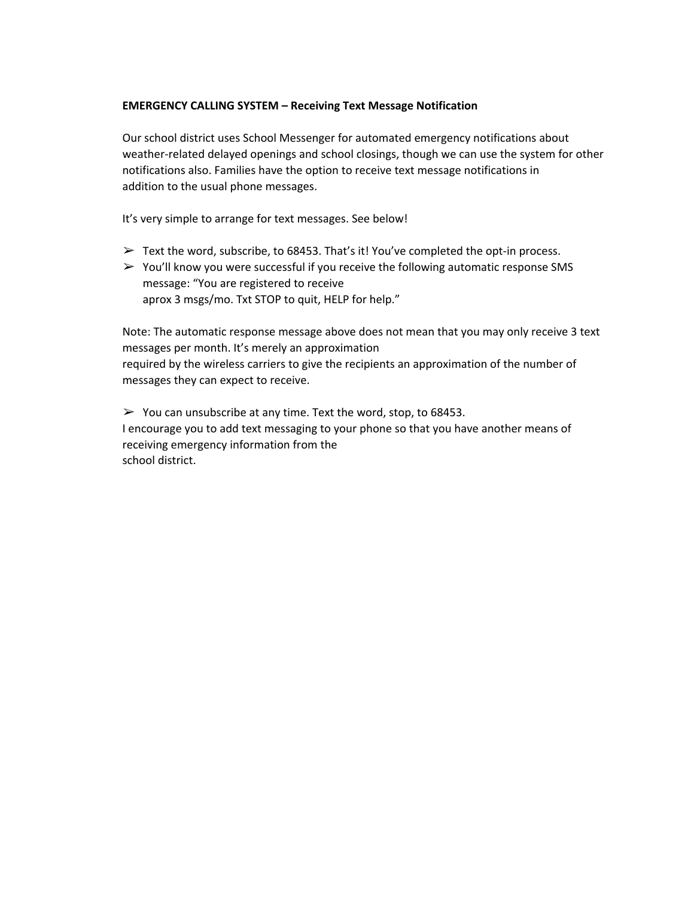**EMERGENCY CALLING SYSTEM – Receiving Text Message Notification**

Our school district uses School Messenger for automated emergency notifications about weather-related delayed openings and school closings, though we can use the system for other notifications also. Families have the option to receive text message notifications in addition to the usual phone messages.

It's very simple to arrange for text messages. See below!

- Text the word, subscribe, to 68453. That's it! You've completed the opt-in process.
- You'll know you were successful if you receive the following automatic response SMS message: "You are registered to receive aprox 3 msgs/mo. Txt STOP to quit, HELP for help."

Note: The automatic response message above does not mean that you may only receive 3 text messages per month. It's merely an approximation required by the wireless carriers to give the recipients an approximation of the number of messages they can expect to receive.

- You can unsubscribe at any time. Text the word, stop, to 68453.

I encourage you to add text messaging to your phone so that you have another means of receiving emergency information from the school district.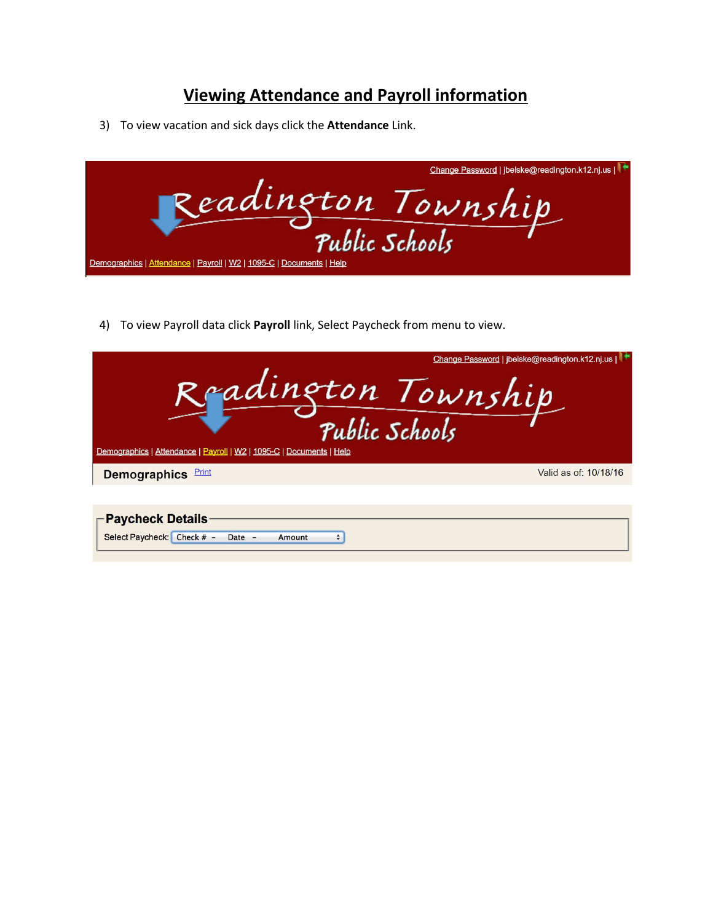# Viewing Attendance and Payroll information

3) To view vacation and sick days click the **Attendance** Link.

Change Password | jbelske@readington.k12.nj.us |

Readington Township Public Schools

Demographics | Attendance | Payroll | W2 | 1095-C | Documents | Help

4) To view Payroll data click **Payroll** link, Select Paycheck from menu to view.

Change Password | jbelske@readington.k12.nj.us |

Readington Township Public Schools

Demographics | Attendance | Payroll | W2 | 1095-C | Documents | Help

Demographics Print Valid as of: 10/18/16

Paycheck Details

Select Paycheck: Check # - Date - Amount